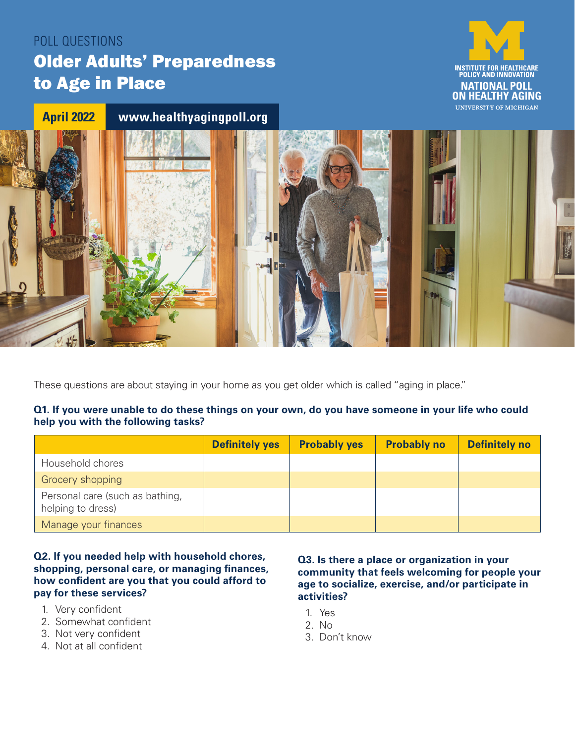POLL QUESTIONS

# Older Adults' Preparedness to Age in Place

INSTITUTE FOR HEALTHCARE POLICY AND INNOVATION
NATIONAL POLL ON HEALTHY AGING
UNIVERSITY OF MICHIGAN

**April 2022** www.healthyagingpoll.org

These questions are about staying in your home as you get older which is called "aging in place."

**Q1. If you were unable to do these things on your own, do you have someone in your life who could help you with the following tasks?**

| | Definitely yes | Probably yes | Probably no | Definitely no |
|---|---|---|---|---|
| Household chores | | | | |
| Grocery shopping | | | | |
| Personal care (such as bathing, helping to dress) | | | | |
| Manage your finances | | | | |

**Q2. If you needed help with household chores, shopping, personal care, or managing finances, how confident are you that you could afford to pay for these services?**

1. Very confident
2. Somewhat confident
3. Not very confident
4. Not at all confident

**Q3. Is there a place or organization in your community that feels welcoming for people your age to socialize, exercise, and/or participate in activities?**

1. Yes
2. No
3. Don't know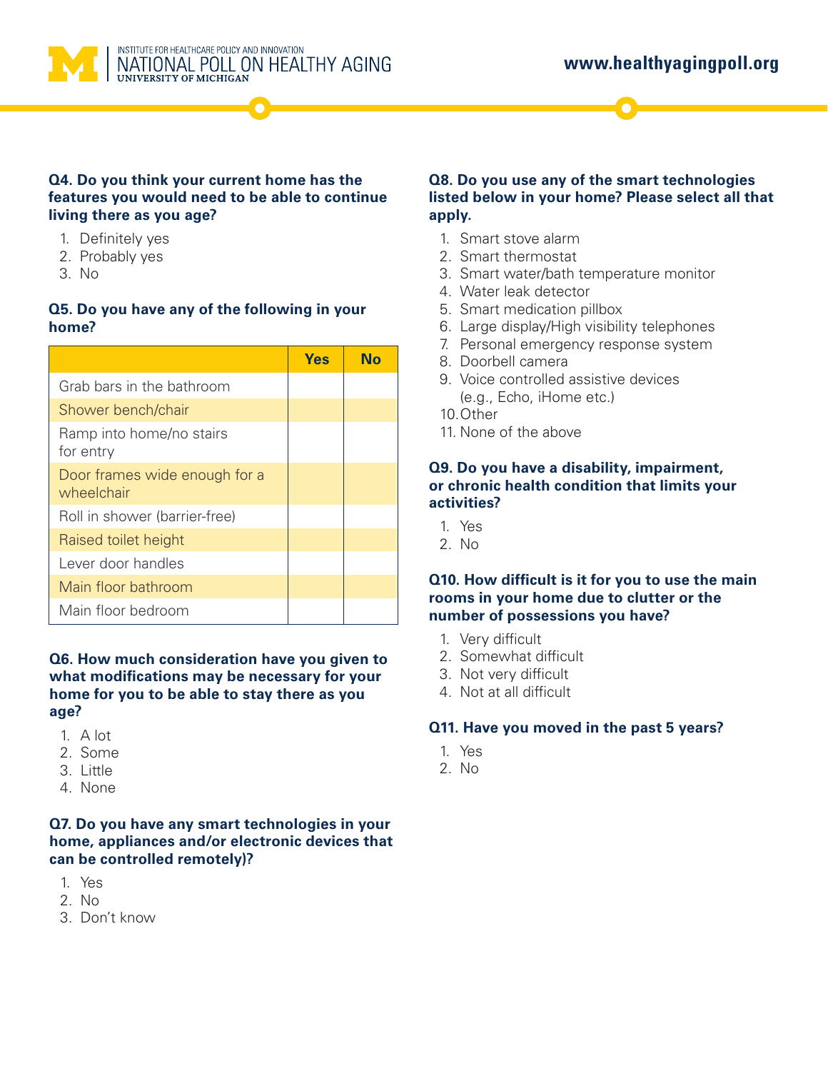**Q4. Do you think your current home has the features you would need to be able to continue living there as you age?**

1. Definitely yes
2. Probably yes
3. No

**Q5. Do you have any of the following in your home?**

| | Yes | No |
|---|---|---|
| Grab bars in the bathroom | | |
| Shower bench/chair | | |
| Ramp into home/no stairs for entry | | |
| Door frames wide enough for a wheelchair | | |
| Roll in shower (barrier-free) | | |
| Raised toilet height | | |
| Lever door handles | | |
| Main floor bathroom | | |
| Main floor bedroom | | |

**Q6. How much consideration have you given to what modifications may be necessary for your home for you to be able to stay there as you age?**

1. A lot
2. Some
3. Little
4. None

**Q7. Do you have any smart technologies in your home, appliances and/or electronic devices that can be controlled remotely)?**

1. Yes
2. No
3. Don't know

**Q8. Do you use any of the smart technologies listed below in your home? Please select all that apply.**

1. Smart stove alarm
2. Smart thermostat
3. Smart water/bath temperature monitor
4. Water leak detector
5. Smart medication pillbox
6. Large display/High visibility telephones
7. Personal emergency response system
8. Doorbell camera
9. Voice controlled assistive devices (e.g., Echo, iHome etc.)
10. Other
11. None of the above

**Q9. Do you have a disability, impairment, or chronic health condition that limits your activities?**

1. Yes
2. No

**Q10. How difficult is it for you to use the main rooms in your home due to clutter or the number of possessions you have?**

1. Very difficult
2. Somewhat difficult
3. Not very difficult
4. Not at all difficult

**Q11. Have you moved in the past 5 years?**

1. Yes
2. No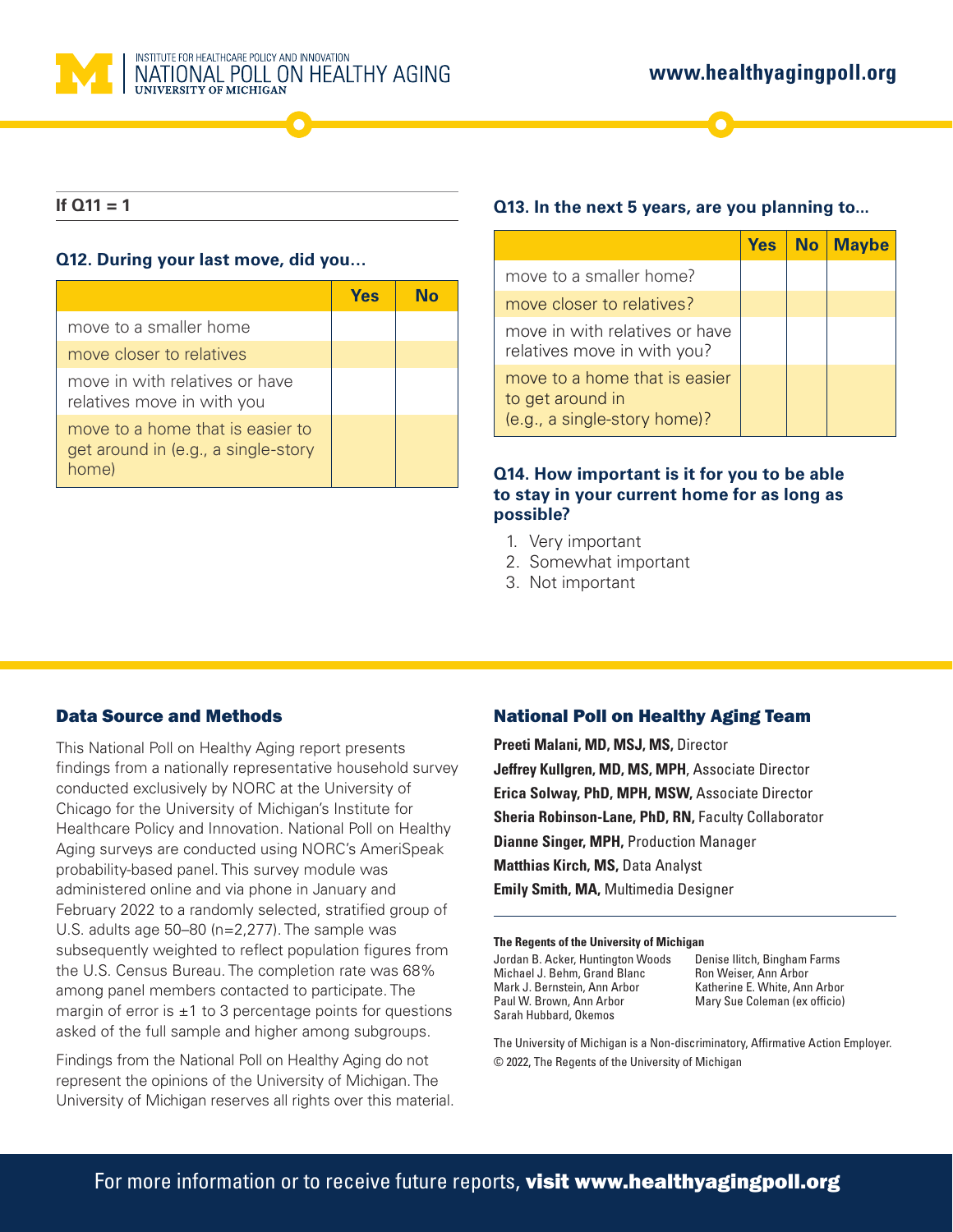**If Q11 = 1**

**Q12. During your last move, did you…**

| | Yes | No |
|---|---|---|
| move to a smaller home | | |
| move closer to relatives | | |
| move in with relatives or have relatives move in with you | | |
| move to a home that is easier to get around in (e.g., a single-story home) | | |

**Q13. In the next 5 years, are you planning to…**

| | Yes | No | Maybe |
|---|---|---|---|
| move to a smaller home? | | | |
| move closer to relatives? | | | |
| move in with relatives or have relatives move in with you? | | | |
| move to a home that is easier to get around in (e.g., a single-story home)? | | | |

**Q14. How important is it for you to be able to stay in your current home for as long as possible?**

1. Very important
2. Somewhat important
3. Not important

## Data Source and Methods

This National Poll on Healthy Aging report presents findings from a nationally representative household survey conducted exclusively by NORC at the University of Chicago for the University of Michigan's Institute for Healthcare Policy and Innovation. National Poll on Healthy Aging surveys are conducted using NORC's AmeriSpeak probability-based panel. This survey module was administered online and via phone in January and February 2022 to a randomly selected, stratified group of U.S. adults age 50–80 (n=2,277). The sample was subsequently weighted to reflect population figures from the U.S. Census Bureau. The completion rate was 68% among panel members contacted to participate. The margin of error is ±1 to 3 percentage points for questions asked of the full sample and higher among subgroups.

Findings from the National Poll on Healthy Aging do not represent the opinions of the University of Michigan. The University of Michigan reserves all rights over this material.

## National Poll on Healthy Aging Team

**Preeti Malani, MD, MSJ, MS,** Director
**Jeffrey Kullgren, MD, MS, MPH**, Associate Director
**Erica Solway, PhD, MPH, MSW,** Associate Director
**Sheria Robinson-Lane, PhD, RN,** Faculty Collaborator
**Dianne Singer, MPH,** Production Manager
**Matthias Kirch, MS,** Data Analyst
**Emily Smith, MA,** Multimedia Designer

**The Regents of the University of Michigan**

Jordan B. Acker, Huntington Woods
Michael J. Behm, Grand Blanc
Mark J. Bernstein, Ann Arbor
Paul W. Brown, Ann Arbor
Sarah Hubbard, Okemos
Denise Ilitch, Bingham Farms
Ron Weiser, Ann Arbor
Katherine E. White, Ann Arbor
Mary Sue Coleman (ex officio)

The University of Michigan is a Non-discriminatory, Affirmative Action Employer.
© 2022, The Regents of the University of Michigan

For more information or to receive future reports, **visit www.healthyagingpoll.org**